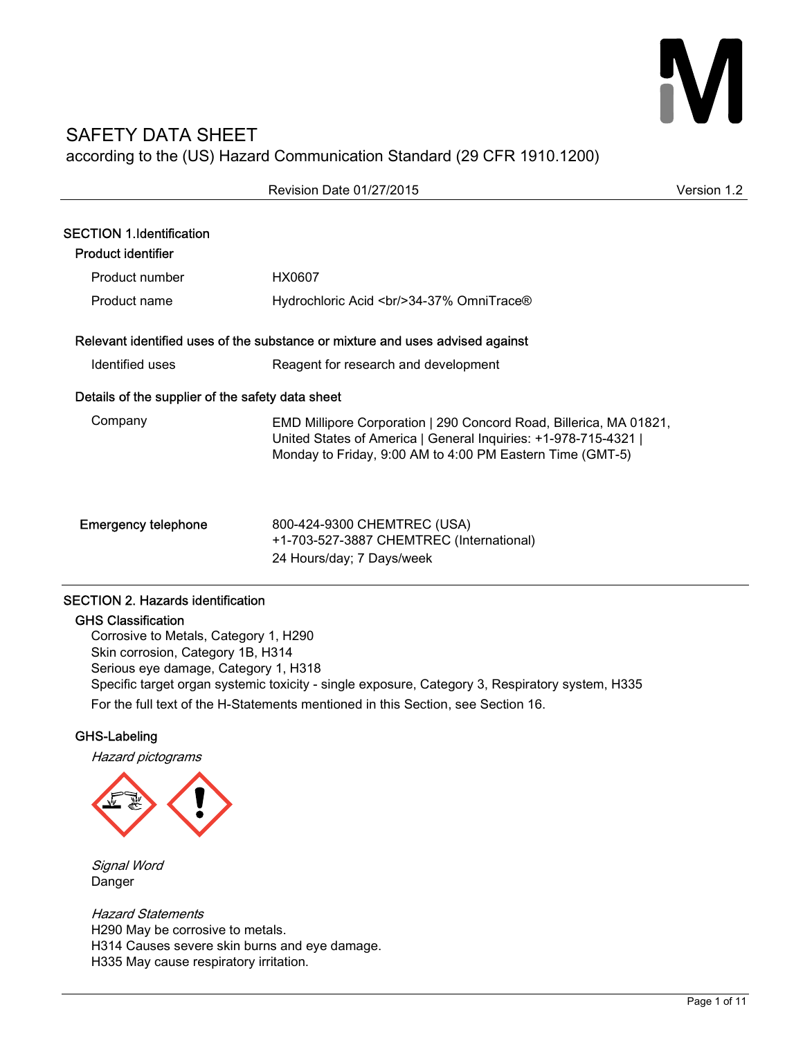# SAFETY DATA SHEET

according to the (US) Hazard Communication Standard (29 CFR 1910.1200)

Revision Date 01/27/2015 Version 1.2

## SECTION 1.Identification

### Product identifier

| | |
|---|---|
| Product number | HX0607 |
| Product name | Hydrochloric Acid <br/>34-37% OmniTrace® |

### Relevant identified uses of the substance or mixture and uses advised against

| | |
|---|---|
| Identified uses | Reagent for research and development |

### Details of the supplier of the safety data sheet

| | |
|---|---|
| Company | EMD Millipore Corporation \| 290 Concord Road, Billerica, MA 01821, United States of America \| General Inquiries: +1-978-715-4321 \| Monday to Friday, 9:00 AM to 4:00 PM Eastern Time (GMT-5) |

| | |
|---|---|
| Emergency telephone | 800-424-9300 CHEMTREC (USA)<br>+1-703-527-3887 CHEMTREC (International)<br>24 Hours/day; 7 Days/week |

## SECTION 2. Hazards identification

### GHS Classification

Corrosive to Metals, Category 1, H290
Skin corrosion, Category 1B, H314
Serious eye damage, Category 1, H318
Specific target organ systemic toxicity - single exposure, Category 3, Respiratory system, H335

For the full text of the H-Statements mentioned in this Section, see Section 16.

### GHS-Labeling

*Hazard pictograms*

*Signal Word*
Danger

*Hazard Statements*
H290 May be corrosive to metals.
H314 Causes severe skin burns and eye damage.
H335 May cause respiratory irritation.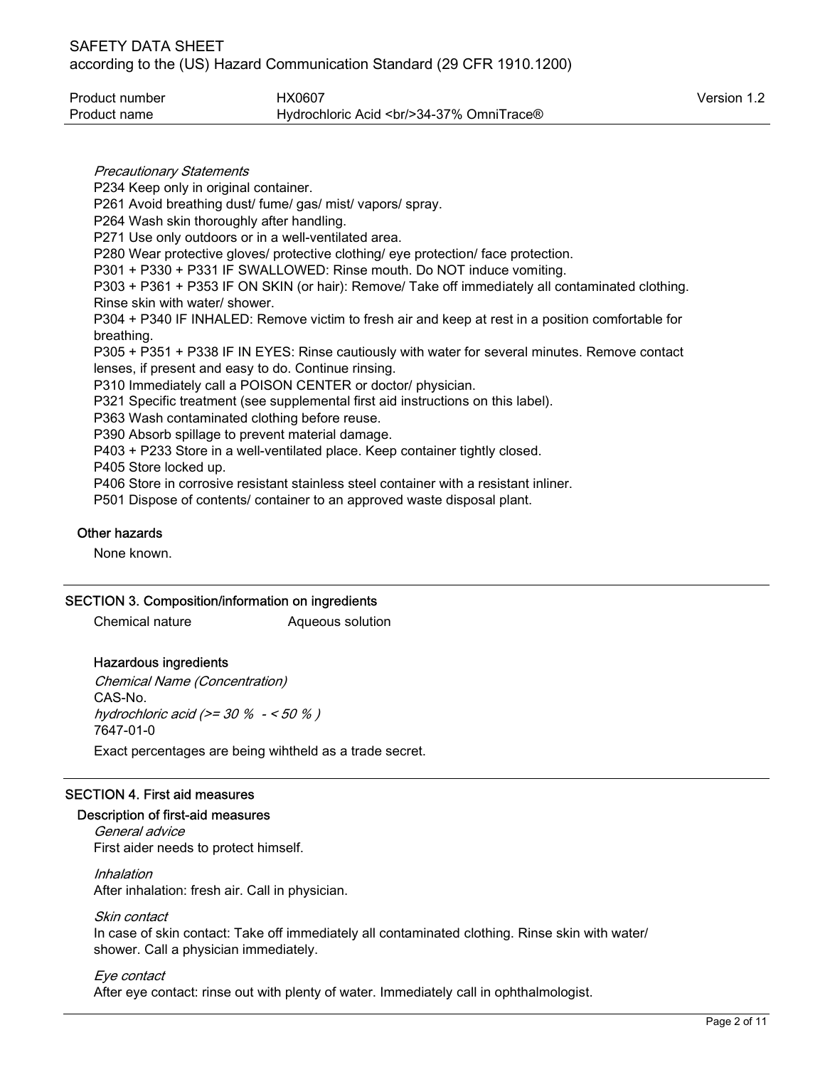*Precautionary Statements*

P234 Keep only in original container.
P261 Avoid breathing dust/ fume/ gas/ mist/ vapors/ spray.
P264 Wash skin thoroughly after handling.
P271 Use only outdoors or in a well-ventilated area.
P280 Wear protective gloves/ protective clothing/ eye protection/ face protection.
P301 + P330 + P331 IF SWALLOWED: Rinse mouth. Do NOT induce vomiting.
P303 + P361 + P353 IF ON SKIN (or hair): Remove/ Take off immediately all contaminated clothing. Rinse skin with water/ shower.
P304 + P340 IF INHALED: Remove victim to fresh air and keep at rest in a position comfortable for breathing.
P305 + P351 + P338 IF IN EYES: Rinse cautiously with water for several minutes. Remove contact lenses, if present and easy to do. Continue rinsing.
P310 Immediately call a POISON CENTER or doctor/ physician.
P321 Specific treatment (see supplemental first aid instructions on this label).
P363 Wash contaminated clothing before reuse.
P390 Absorb spillage to prevent material damage.
P403 + P233 Store in a well-ventilated place. Keep container tightly closed.
P405 Store locked up.
P406 Store in corrosive resistant stainless steel container with a resistant inliner.
P501 Dispose of contents/ container to an approved waste disposal plant.

### Other hazards

None known.

## SECTION 3. Composition/information on ingredients

Chemical nature        Aqueous solution

### Hazardous ingredients

*Chemical Name (Concentration)*
CAS-No.
*hydrochloric acid (>= 30 %  - < 50 % )*
7647-01-0

Exact percentages are being wihtheld as a trade secret.

## SECTION 4. First aid measures

### Description of first-aid measures

*General advice*
First aider needs to protect himself.

*Inhalation*
After inhalation: fresh air. Call in physician.

*Skin contact*
In case of skin contact: Take off immediately all contaminated clothing. Rinse skin with water/ shower. Call a physician immediately.

*Eye contact*
After eye contact: rinse out with plenty of water. Immediately call in ophthalmologist.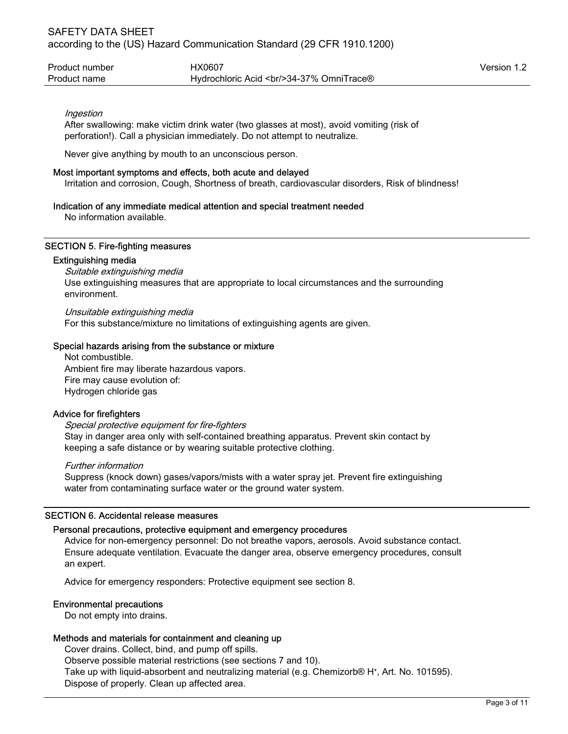*Ingestion*

After swallowing: make victim drink water (two glasses at most), avoid vomiting (risk of perforation!). Call a physician immediately. Do not attempt to neutralize.

Never give anything by mouth to an unconscious person.

### Most important symptoms and effects, both acute and delayed

Irritation and corrosion, Cough, Shortness of breath, cardiovascular disorders, Risk of blindness!

### Indication of any immediate medical attention and special treatment needed

No information available.

## SECTION 5. Fire-fighting measures

### Extinguishing media

*Suitable extinguishing media*

Use extinguishing measures that are appropriate to local circumstances and the surrounding environment.

*Unsuitable extinguishing media*

For this substance/mixture no limitations of extinguishing agents are given.

### Special hazards arising from the substance or mixture

Not combustible.
Ambient fire may liberate hazardous vapors.
Fire may cause evolution of:
Hydrogen chloride gas

### Advice for firefighters

*Special protective equipment for fire-fighters*

Stay in danger area only with self-contained breathing apparatus. Prevent skin contact by keeping a safe distance or by wearing suitable protective clothing.

*Further information*

Suppress (knock down) gases/vapors/mists with a water spray jet. Prevent fire extinguishing water from contaminating surface water or the ground water system.

## SECTION 6. Accidental release measures

### Personal precautions, protective equipment and emergency procedures

Advice for non-emergency personnel: Do not breathe vapors, aerosols. Avoid substance contact. Ensure adequate ventilation. Evacuate the danger area, observe emergency procedures, consult an expert.

Advice for emergency responders: Protective equipment see section 8.

### Environmental precautions

Do not empty into drains.

### Methods and materials for containment and cleaning up

Cover drains. Collect, bind, and pump off spills.
Observe possible material restrictions (see sections 7 and 10).
Take up with liquid-absorbent and neutralizing material (e.g. Chemizorb® $H^+$, Art. No. 101595).
Dispose of properly. Clean up affected area.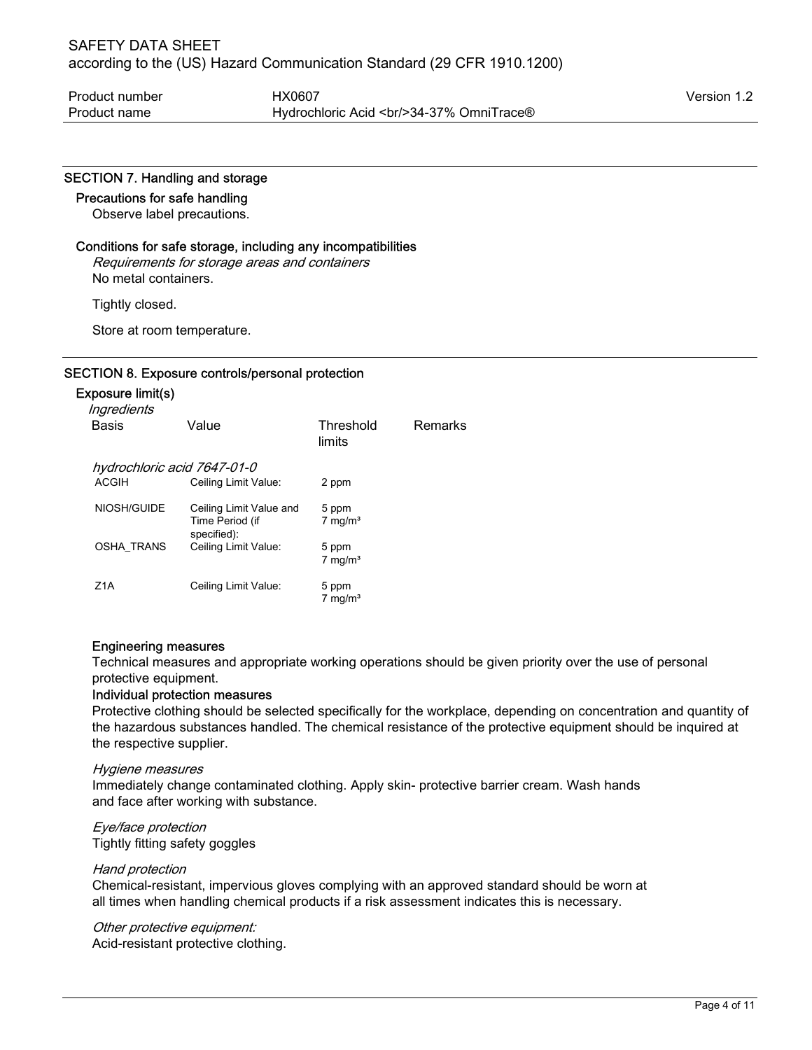## SECTION 7. Handling and storage

### Precautions for safe handling

Observe label precautions.

### Conditions for safe storage, including any incompatibilities

*Requirements for storage areas and containers*

No metal containers.

Tightly closed.

Store at room temperature.

## SECTION 8. Exposure controls/personal protection

### Exposure limit(s)

*Ingredients*

| Basis | Value | Threshold limits | Remarks |
|---|---|---|---|
| *hydrochloric acid 7647-01-0* | | | |
| ACGIH | Ceiling Limit Value: | 2 ppm | |
| NIOSH/GUIDE | Ceiling Limit Value and Time Period (if specified): | 5 ppm<br>7 mg/m³ | |
| OSHA_TRANS | Ceiling Limit Value: | 5 ppm<br>7 mg/m³ | |
| Z1A | Ceiling Limit Value: | 5 ppm<br>7 mg/m³ | |

### Engineering measures

Technical measures and appropriate working operations should be given priority over the use of personal protective equipment.

### Individual protection measures

Protective clothing should be selected specifically for the workplace, depending on concentration and quantity of the hazardous substances handled. The chemical resistance of the protective equipment should be inquired at the respective supplier.

*Hygiene measures*

Immediately change contaminated clothing. Apply skin- protective barrier cream. Wash hands and face after working with substance.

*Eye/face protection*

Tightly fitting safety goggles

*Hand protection*

Chemical-resistant, impervious gloves complying with an approved standard should be worn at all times when handling chemical products if a risk assessment indicates this is necessary.

*Other protective equipment:*

Acid-resistant protective clothing.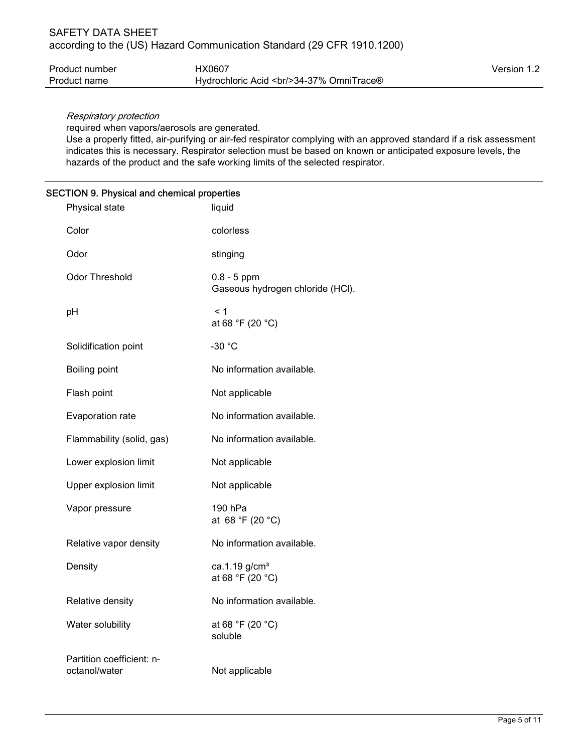*Respiratory protection*

required when vapors/aerosols are generated.

Use a properly fitted, air-purifying or air-fed respirator complying with an approved standard if a risk assessment indicates this is necessary. Respirator selection must be based on known or anticipated exposure levels, the hazards of the product and the safe working limits of the selected respirator.

## SECTION 9. Physical and chemical properties

| | |
|---|---|
| Physical state | liquid |
| Color | colorless |
| Odor | stinging |
| Odor Threshold | 0.8 - 5 ppm<br>Gaseous hydrogen chloride (HCl). |
| pH | < 1<br>at 68 °F (20 °C) |
| Solidification point | -30 °C |
| Boiling point | No information available. |
| Flash point | Not applicable |
| Evaporation rate | No information available. |
| Flammability (solid, gas) | No information available. |
| Lower explosion limit | Not applicable |
| Upper explosion limit | Not applicable |
| Vapor pressure | 190 hPa<br>at 68 °F (20 °C) |
| Relative vapor density | No information available. |
| Density | ca.1.19 g/cm³<br>at 68 °F (20 °C) |
| Relative density | No information available. |
| Water solubility | at 68 °F (20 °C)<br>soluble |
| Partition coefficient: n-octanol/water | Not applicable |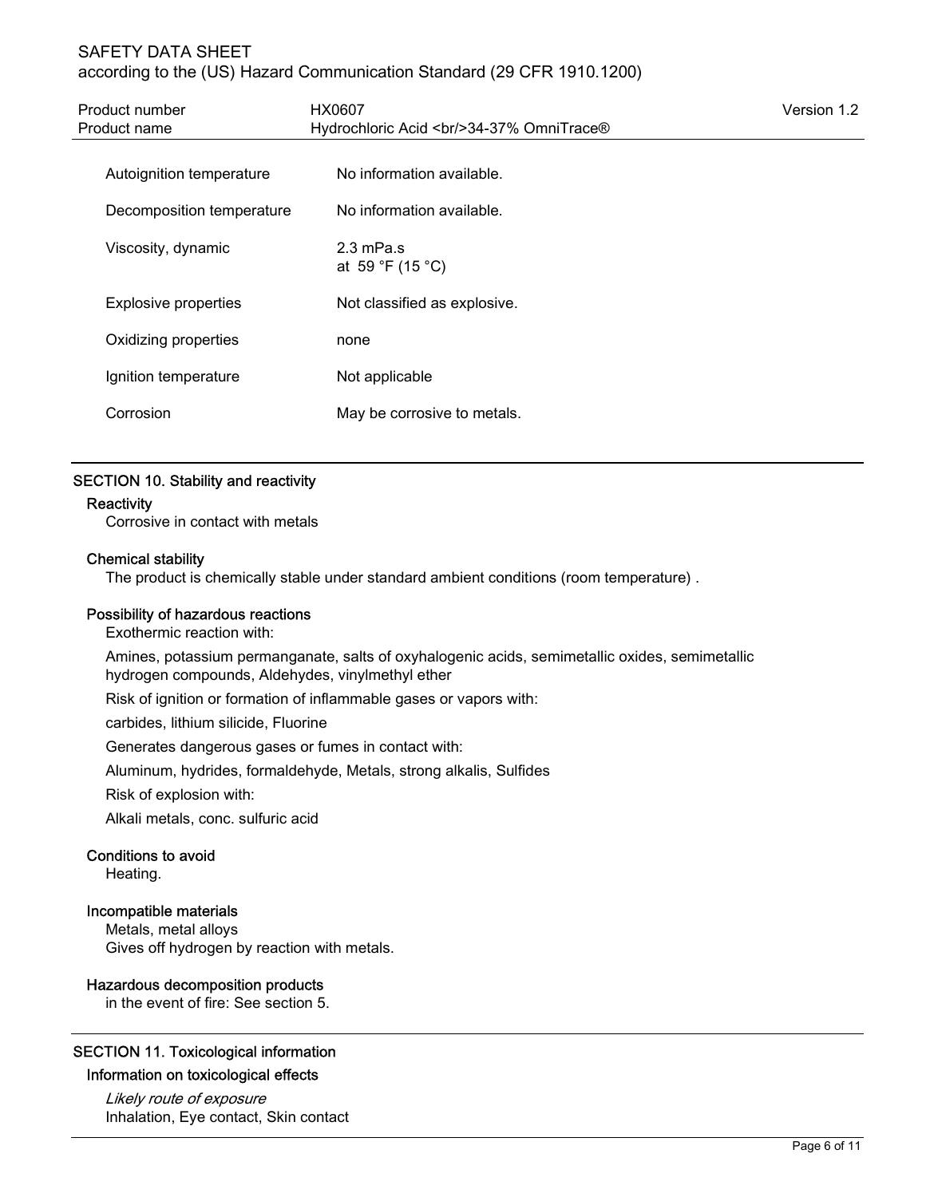| | |
|---|---|
| Autoignition temperature | No information available. |
| Decomposition temperature | No information available. |
| Viscosity, dynamic | 2.3 mPa.s<br>at 59 °F (15 °C) |
| Explosive properties | Not classified as explosive. |
| Oxidizing properties | none |
| Ignition temperature | Not applicable |
| Corrosion | May be corrosive to metals. |

## SECTION 10. Stability and reactivity

### Reactivity

Corrosive in contact with metals

### Chemical stability

The product is chemically stable under standard ambient conditions (room temperature) .

### Possibility of hazardous reactions

Exothermic reaction with:

Amines, potassium permanganate, salts of oxyhalogenic acids, semimetallic oxides, semimetallic hydrogen compounds, Aldehydes, vinylmethyl ether

Risk of ignition or formation of inflammable gases or vapors with:

carbides, lithium silicide, Fluorine

Generates dangerous gases or fumes in contact with:

Aluminum, hydrides, formaldehyde, Metals, strong alkalis, Sulfides

Risk of explosion with:

Alkali metals, conc. sulfuric acid

### Conditions to avoid

Heating.

### Incompatible materials

Metals, metal alloys
Gives off hydrogen by reaction with metals.

### Hazardous decomposition products

in the event of fire: See section 5.

## SECTION 11. Toxicological information

### Information on toxicological effects

*Likely route of exposure*
Inhalation, Eye contact, Skin contact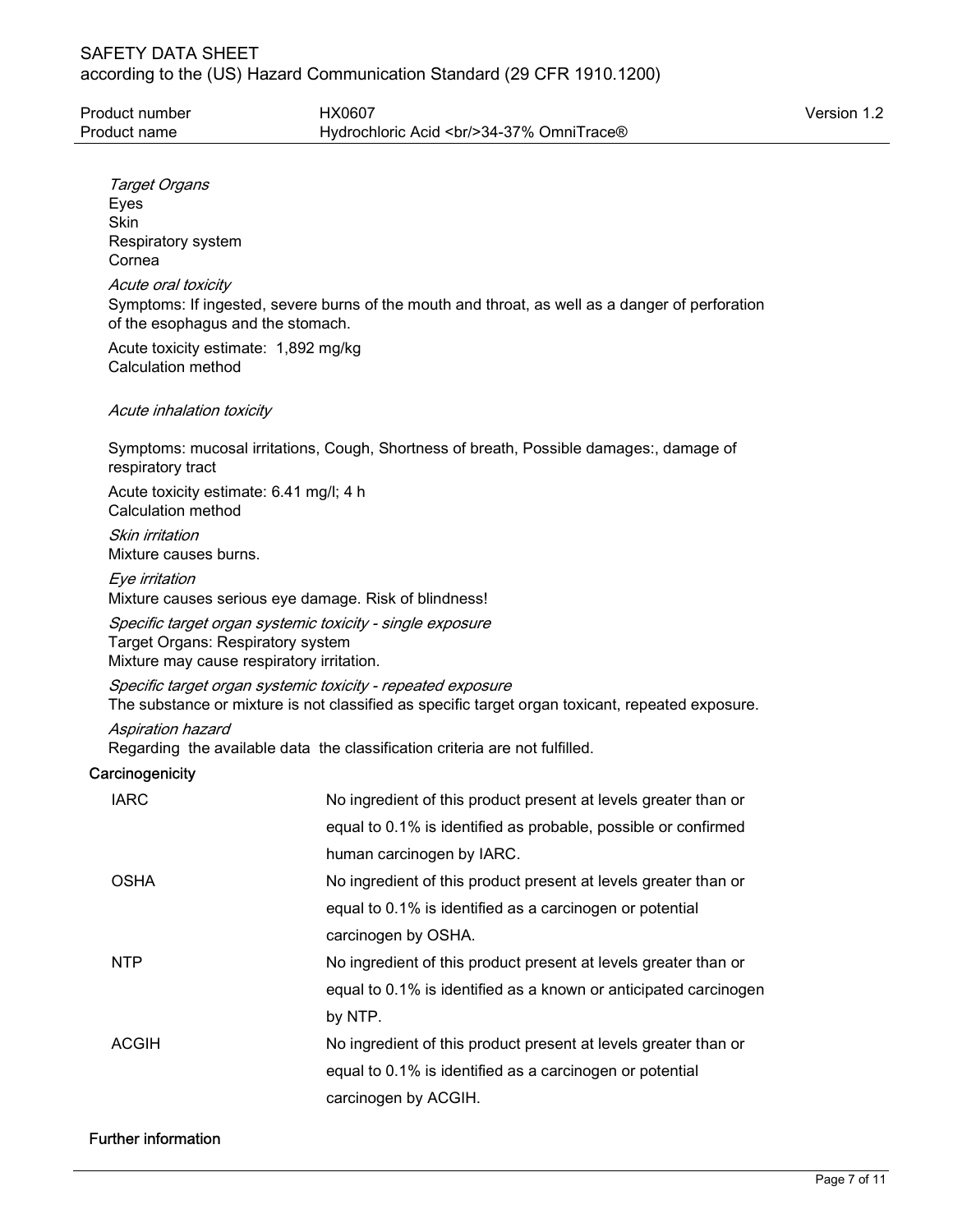*Target Organs*
Eyes
Skin
Respiratory system
Cornea

*Acute oral toxicity*
Symptoms: If ingested, severe burns of the mouth and throat, as well as a danger of perforation of the esophagus and the stomach.

Acute toxicity estimate: 1,892 mg/kg
Calculation method

*Acute inhalation toxicity*

Symptoms: mucosal irritations, Cough, Shortness of breath, Possible damages:, damage of respiratory tract

Acute toxicity estimate: 6.41 mg/l; 4 h
Calculation method

*Skin irritation*
Mixture causes burns.

*Eye irritation*
Mixture causes serious eye damage. Risk of blindness!

*Specific target organ systemic toxicity - single exposure*
Target Organs: Respiratory system
Mixture may cause respiratory irritation.

*Specific target organ systemic toxicity - repeated exposure*
The substance or mixture is not classified as specific target organ toxicant, repeated exposure.

*Aspiration hazard*
Regarding the available data the classification criteria are not fulfilled.

**Carcinogenicity**

| | |
|---|---|
| IARC | No ingredient of this product present at levels greater than or equal to 0.1% is identified as probable, possible or confirmed human carcinogen by IARC. |
| OSHA | No ingredient of this product present at levels greater than or equal to 0.1% is identified as a carcinogen or potential carcinogen by OSHA. |
| NTP | No ingredient of this product present at levels greater than or equal to 0.1% is identified as a known or anticipated carcinogen by NTP. |
| ACGIH | No ingredient of this product present at levels greater than or equal to 0.1% is identified as a carcinogen or potential carcinogen by ACGIH. |

**Further information**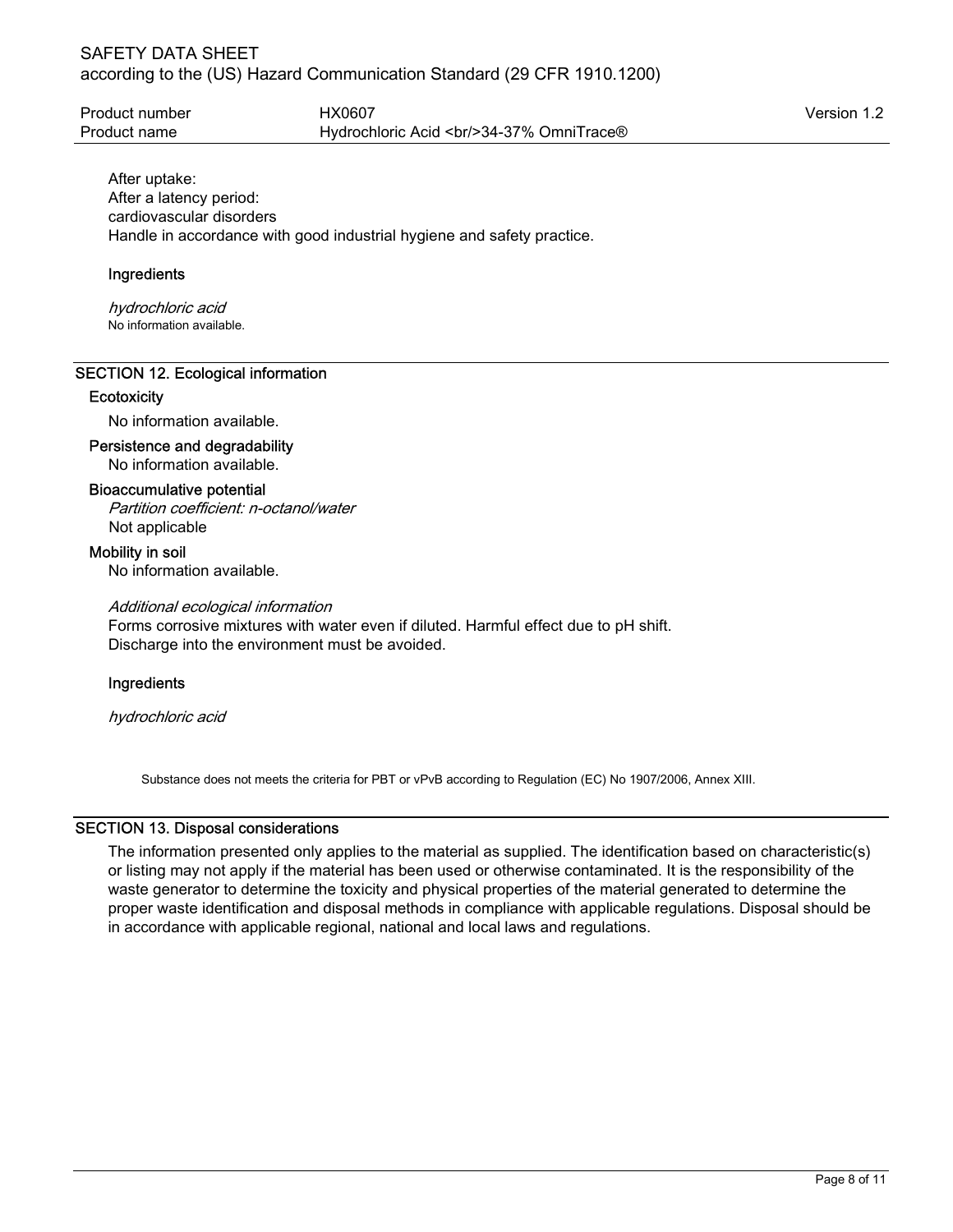After uptake:
After a latency period:
cardiovascular disorders
Handle in accordance with good industrial hygiene and safety practice.

**Ingredients**

*hydrochloric acid*
No information available.

## SECTION 12. Ecological information

### Ecotoxicity

No information available.

### Persistence and degradability

No information available.

### Bioaccumulative potential

*Partition coefficient: n-octanol/water*
Not applicable

### Mobility in soil

No information available.

*Additional ecological information*
Forms corrosive mixtures with water even if diluted. Harmful effect due to pH shift.
Discharge into the environment must be avoided.

**Ingredients**

*hydrochloric acid*

Substance does not meets the criteria for PBT or vPvB according to Regulation (EC) No 1907/2006, Annex XIII.

## SECTION 13. Disposal considerations

The information presented only applies to the material as supplied. The identification based on characteristic(s) or listing may not apply if the material has been used or otherwise contaminated. It is the responsibility of the waste generator to determine the toxicity and physical properties of the material generated to determine the proper waste identification and disposal methods in compliance with applicable regulations. Disposal should be in accordance with applicable regional, national and local laws and regulations.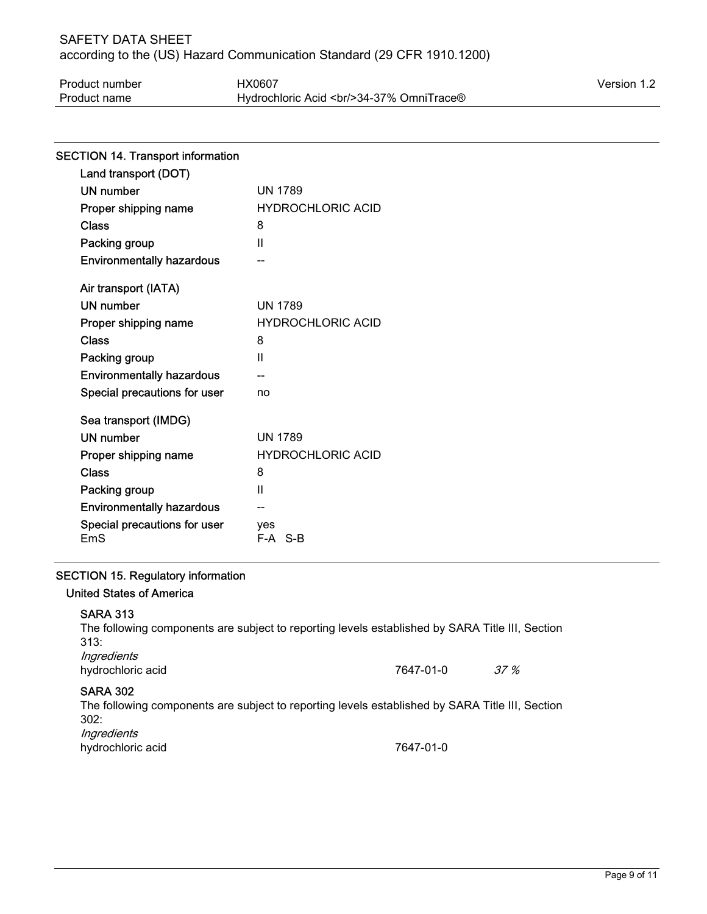## SECTION 14. Transport information

**Land transport (DOT)**

| | |
|---|---|
| UN number | UN 1789 |
| Proper shipping name | HYDROCHLORIC ACID |
| Class | 8 |
| Packing group | II |
| Environmentally hazardous | -- |

**Air transport (IATA)**

| | |
|---|---|
| UN number | UN 1789 |
| Proper shipping name | HYDROCHLORIC ACID |
| Class | 8 |
| Packing group | II |
| Environmentally hazardous | -- |
| Special precautions for user | no |

**Sea transport (IMDG)**

| | |
|---|---|
| UN number | UN 1789 |
| Proper shipping name | HYDROCHLORIC ACID |
| Class | 8 |
| Packing group | II |
| Environmentally hazardous | -- |
| Special precautions for user | yes |
| EmS | F-A S-B |

## SECTION 15. Regulatory information

### United States of America

**SARA 313**

The following components are subject to reporting levels established by SARA Title III, Section 313:

*Ingredients*

| | | |
|---|---|---|
| hydrochloric acid | 7647-01-0 | *37 %* |

**SARA 302**

The following components are subject to reporting levels established by SARA Title III, Section 302:

*Ingredients*

| | |
|---|---|
| hydrochloric acid | 7647-01-0 |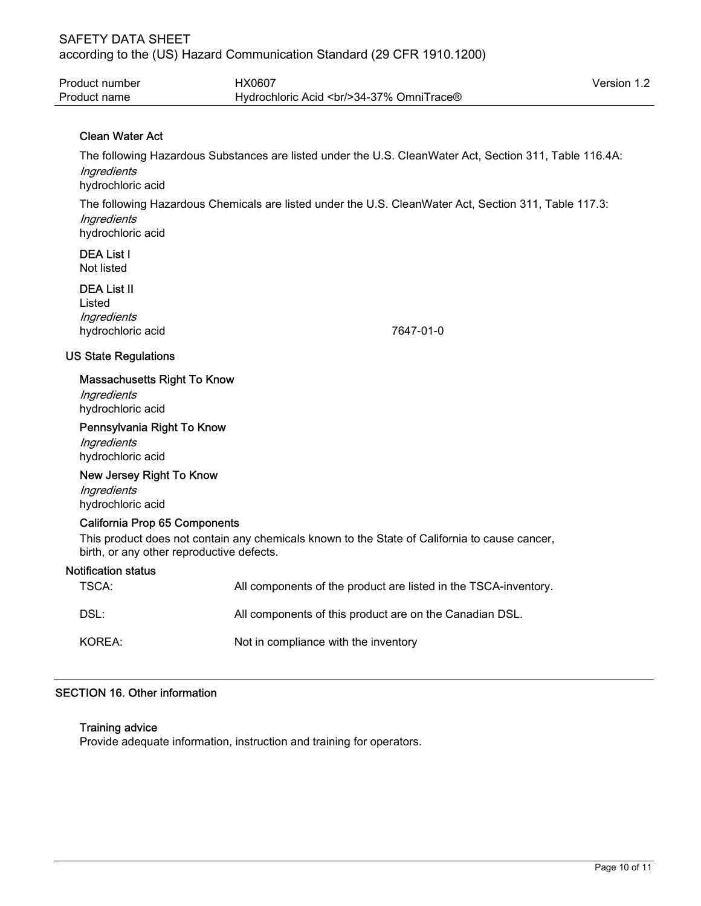### Clean Water Act

The following Hazardous Substances are listed under the U.S. CleanWater Act, Section 311, Table 116.4A:

*Ingredients*
hydrochloric acid

The following Hazardous Chemicals are listed under the U.S. CleanWater Act, Section 311, Table 117.3:

*Ingredients*
hydrochloric acid

### DEA List I

Not listed

### DEA List II

Listed

*Ingredients*

| | |
|---|---|
| hydrochloric acid | 7647-01-0 |

## US State Regulations

### Massachusetts Right To Know

*Ingredients*
hydrochloric acid

### Pennsylvania Right To Know

*Ingredients*
hydrochloric acid

### New Jersey Right To Know

*Ingredients*
hydrochloric acid

### California Prop 65 Components

This product does not contain any chemicals known to the State of California to cause cancer, birth, or any other reproductive defects.

## Notification status

| | |
|---|---|
| TSCA: | All components of the product are listed in the TSCA-inventory. |
| DSL: | All components of this product are on the Canadian DSL. |
| KOREA: | Not in compliance with the inventory |

## SECTION 16. Other information

### Training advice

Provide adequate information, instruction and training for operators.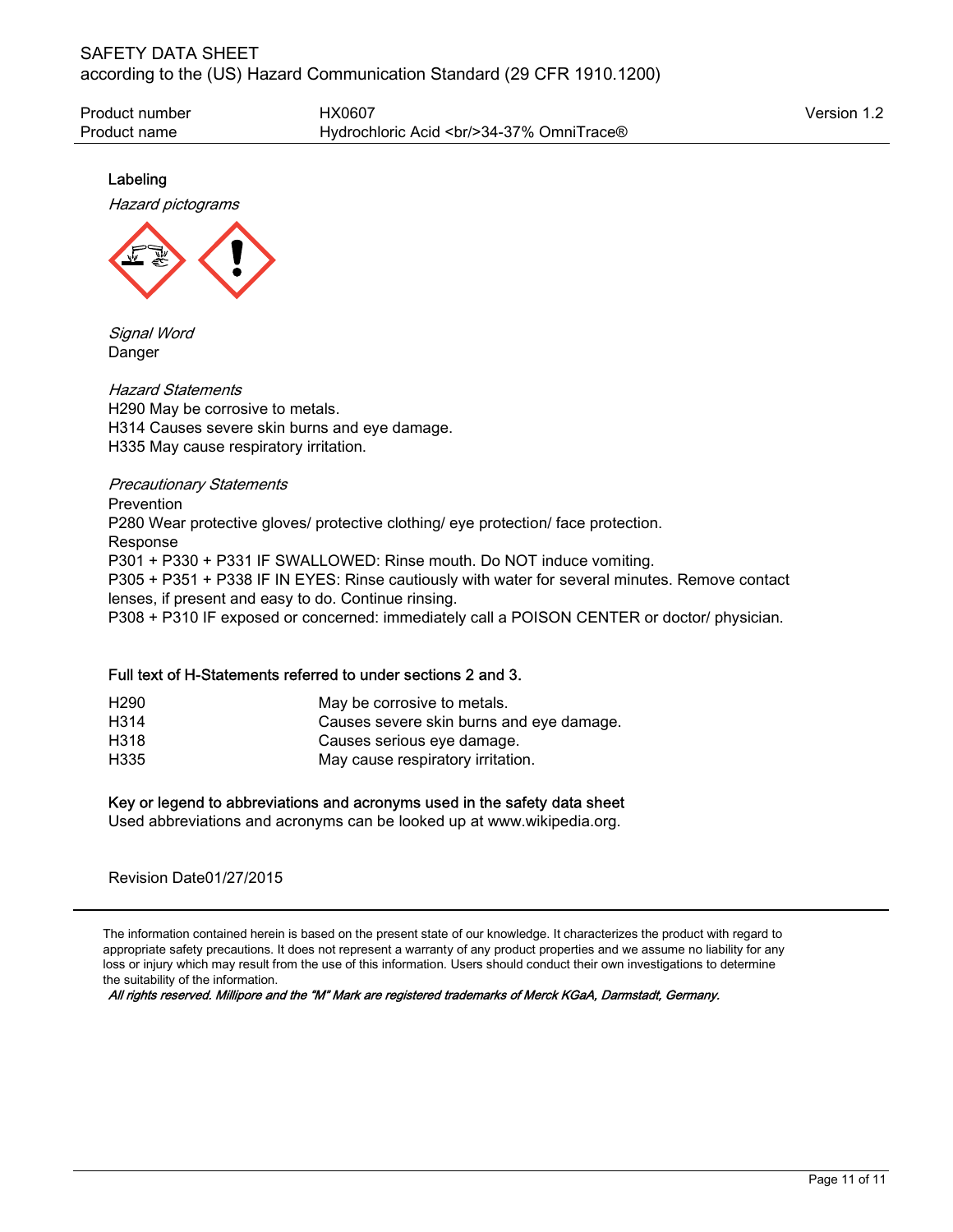### Labeling

*Hazard pictograms*

*Signal Word*
Danger

*Hazard Statements*
H290 May be corrosive to metals.
H314 Causes severe skin burns and eye damage.
H335 May cause respiratory irritation.

*Precautionary Statements*
Prevention
P280 Wear protective gloves/ protective clothing/ eye protection/ face protection.
Response
P301 + P330 + P331 IF SWALLOWED: Rinse mouth. Do NOT induce vomiting.
P305 + P351 + P338 IF IN EYES: Rinse cautiously with water for several minutes. Remove contact lenses, if present and easy to do. Continue rinsing.
P308 + P310 IF exposed or concerned: immediately call a POISON CENTER or doctor/ physician.

### Full text of H-Statements referred to under sections 2 and 3.

| | |
|---|---|
| H290 | May be corrosive to metals. |
| H314 | Causes severe skin burns and eye damage. |
| H318 | Causes serious eye damage. |
| H335 | May cause respiratory irritation. |

### Key or legend to abbreviations and acronyms used in the safety data sheet

Used abbreviations and acronyms can be looked up at www.wikipedia.org.

Revision Date01/27/2015

---

The information contained herein is based on the present state of our knowledge. It characterizes the product with regard to appropriate safety precautions. It does not represent a warranty of any product properties and we assume no liability for any loss or injury which may result from the use of this information. Users should conduct their own investigations to determine the suitability of the information.

*All rights reserved. Millipore and the "M" Mark are registered trademarks of Merck KGaA, Darmstadt, Germany.*